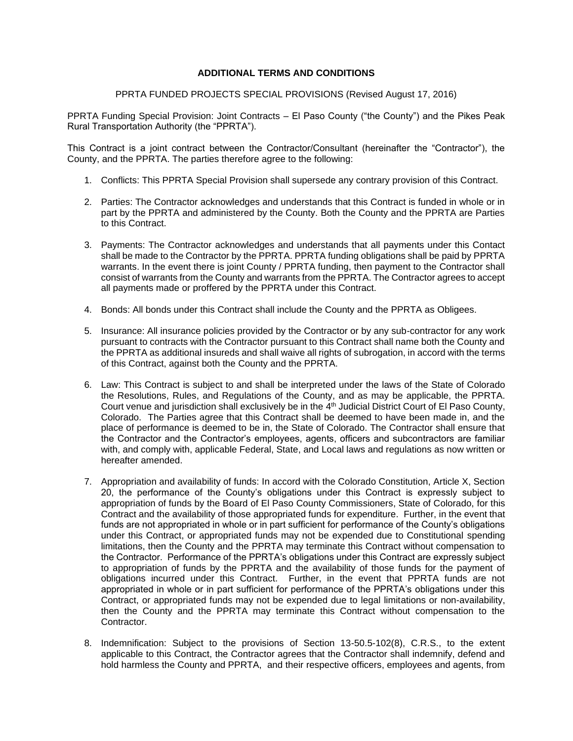# ADDITIONAL TERMS AND CONDITIONS

PPRTA FUNDED PROJECTS SPECIAL PROVISIONS (Revised August 17, 2016)

PPRTA Funding Special Provision: Joint Contracts – El Paso County ("the County") and the Pikes Peak Rural Transportation Authority (the "PPRTA").

This Contract is a joint contract between the Contractor/Consultant (hereinafter the "Contractor"), the County, and the PPRTA. The parties therefore agree to the following:

1. Conflicts: This PPRTA Special Provision shall supersede any contrary provision of this Contract.

2. Parties: The Contractor acknowledges and understands that this Contract is funded in whole or in part by the PPRTA and administered by the County. Both the County and the PPRTA are Parties to this Contract.

3. Payments: The Contractor acknowledges and understands that all payments under this Contact shall be made to the Contractor by the PPRTA. PPRTA funding obligations shall be paid by PPRTA warrants. In the event there is joint County / PPRTA funding, then payment to the Contractor shall consist of warrants from the County and warrants from the PPRTA. The Contractor agrees to accept all payments made or proffered by the PPRTA under this Contract.

4. Bonds: All bonds under this Contract shall include the County and the PPRTA as Obligees.

5. Insurance: All insurance policies provided by the Contractor or by any sub-contractor for any work pursuant to contracts with the Contractor pursuant to this Contract shall name both the County and the PPRTA as additional insureds and shall waive all rights of subrogation, in accord with the terms of this Contract, against both the County and the PPRTA.

6. Law: This Contract is subject to and shall be interpreted under the laws of the State of Colorado the Resolutions, Rules, and Regulations of the County, and as may be applicable, the PPRTA. Court venue and jurisdiction shall exclusively be in the 4th Judicial District Court of El Paso County, Colorado. The Parties agree that this Contract shall be deemed to have been made in, and the place of performance is deemed to be in, the State of Colorado. The Contractor shall ensure that the Contractor and the Contractor's employees, agents, officers and subcontractors are familiar with, and comply with, applicable Federal, State, and Local laws and regulations as now written or hereafter amended.

7. Appropriation and availability of funds: In accord with the Colorado Constitution, Article X, Section 20, the performance of the County's obligations under this Contract is expressly subject to appropriation of funds by the Board of El Paso County Commissioners, State of Colorado, for this Contract and the availability of those appropriated funds for expenditure. Further, in the event that funds are not appropriated in whole or in part sufficient for performance of the County's obligations under this Contract, or appropriated funds may not be expended due to Constitutional spending limitations, then the County and the PPRTA may terminate this Contract without compensation to the Contractor. Performance of the PPRTA's obligations under this Contract are expressly subject to appropriation of funds by the PPRTA and the availability of those funds for the payment of obligations incurred under this Contract. Further, in the event that PPRTA funds are not appropriated in whole or in part sufficient for performance of the PPRTA's obligations under this Contract, or appropriated funds may not be expended due to legal limitations or non-availability, then the County and the PPRTA may terminate this Contract without compensation to the Contractor.

8. Indemnification: Subject to the provisions of Section 13-50.5-102(8), C.R.S., to the extent applicable to this Contract, the Contractor agrees that the Contractor shall indemnify, defend and hold harmless the County and PPRTA, and their respective officers, employees and agents, from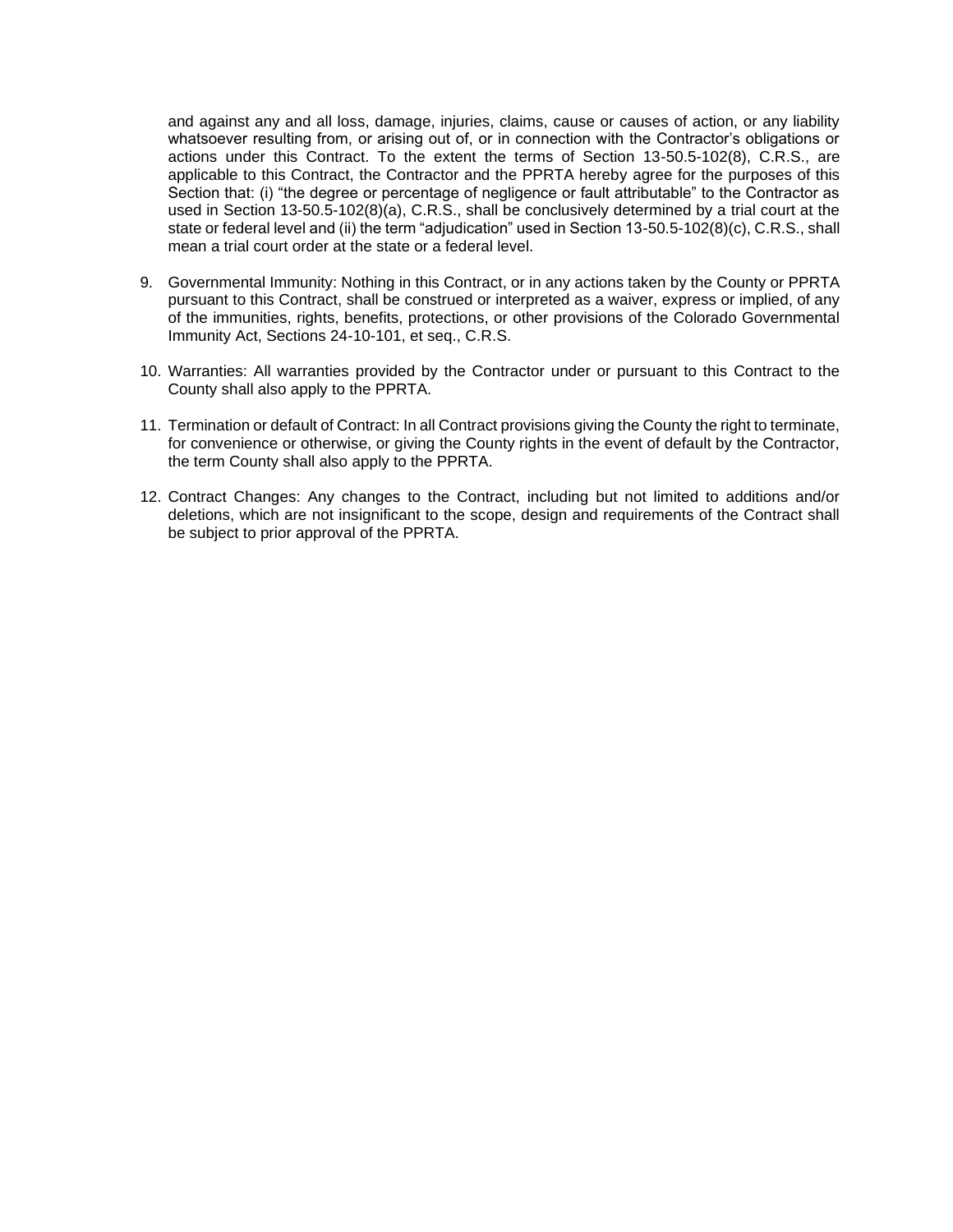and against any and all loss, damage, injuries, claims, cause or causes of action, or any liability whatsoever resulting from, or arising out of, or in connection with the Contractor's obligations or actions under this Contract. To the extent the terms of Section 13-50.5-102(8), C.R.S., are applicable to this Contract, the Contractor and the PPRTA hereby agree for the purposes of this Section that: (i) "the degree or percentage of negligence or fault attributable" to the Contractor as used in Section 13-50.5-102(8)(a), C.R.S., shall be conclusively determined by a trial court at the state or federal level and (ii) the term "adjudication" used in Section 13-50.5-102(8)(c), C.R.S., shall mean a trial court order at the state or a federal level.

9. Governmental Immunity: Nothing in this Contract, or in any actions taken by the County or PPRTA pursuant to this Contract, shall be construed or interpreted as a waiver, express or implied, of any of the immunities, rights, benefits, protections, or other provisions of the Colorado Governmental Immunity Act, Sections 24-10-101, et seq., C.R.S.

10. Warranties: All warranties provided by the Contractor under or pursuant to this Contract to the County shall also apply to the PPRTA.

11. Termination or default of Contract: In all Contract provisions giving the County the right to terminate, for convenience or otherwise, or giving the County rights in the event of default by the Contractor, the term County shall also apply to the PPRTA.

12. Contract Changes: Any changes to the Contract, including but not limited to additions and/or deletions, which are not insignificant to the scope, design and requirements of the Contract shall be subject to prior approval of the PPRTA.